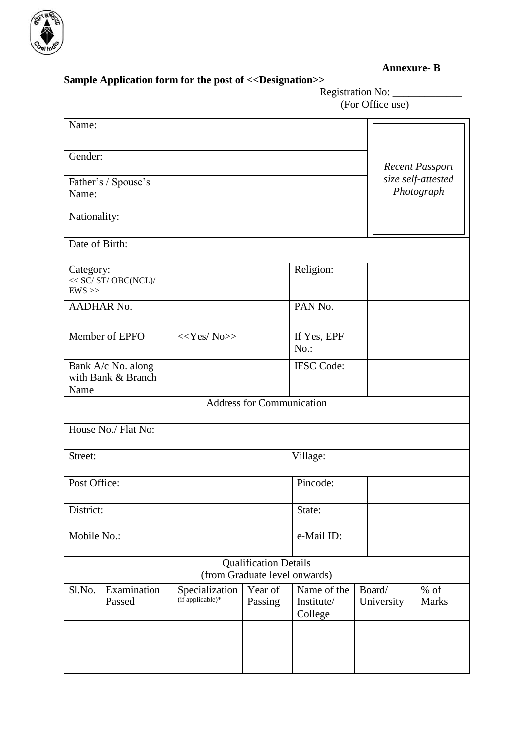**Annexure- B**

**Sample Application form for the post of <<Designation>>**

Registration No: _____________
(For Office use)

| Name: | | | | *Recent Passport size self-attested Photograph* |
|---|---|---|---|---|
| Gender: | | | | |
| Father's / Spouse's Name: | | | | |
| Nationality: | | | | |
| Date of Birth: | | | | |
| Category: << SC/ ST/ OBC(NCL)/ EWS >> | | Religion: | | |
| AADHAR No. | | PAN No. | | |
| Member of EPFO | <<Yes/ No>> | If Yes, EPF No.: | | |
| Bank A/c No. along with Bank & Branch Name | | IFSC Code: | | |

| Address for Communication | | | |
|---|---|---|---|
| House No./ Flat No: | | | |
| Street: | | Village: | |
| Post Office: | | Pincode: | |
| District: | | State: | |
| Mobile No.: | | e-Mail ID: | |

**Qualification Details (from Graduate level onwards)**

| Sl.No. | Examination Passed | Specialization (if applicable)* | Year of Passing | Name of the Institute/ College | Board/ University | % of Marks |
|---|---|---|---|---|---|---|
| | | | | | | |
| | | | | | | |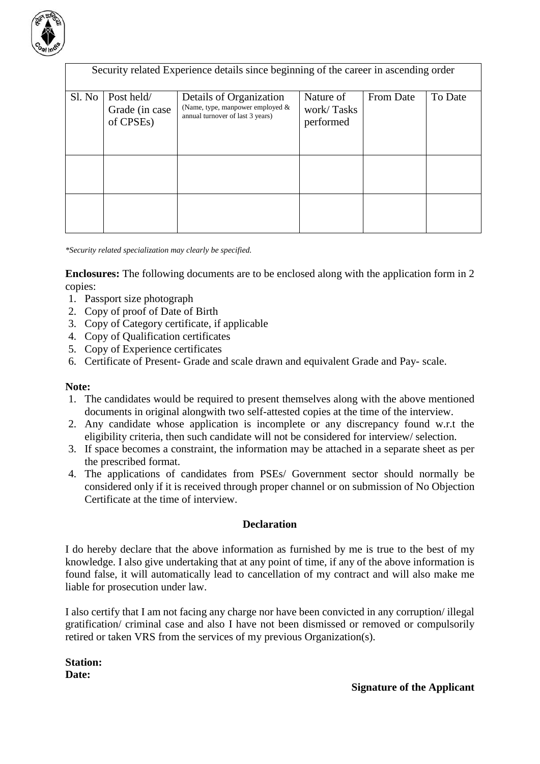| Security related Experience details since beginning of the career in ascending order | | | | | |
|---|---|---|---|---|---|
| Sl. No | Post held/ Grade (in case of CPSEs) | Details of Organization (Name, type, manpower employed & annual turnover of last 3 years) | Nature of work/ Tasks performed | From Date | To Date |
| | | | | | |
| | | | | | |

*\*Security related specialization may clearly be specified.*

**Enclosures:** The following documents are to be enclosed along with the application form in 2 copies:

1. Passport size photograph
2. Copy of proof of Date of Birth
3. Copy of Category certificate, if applicable
4. Copy of Qualification certificates
5. Copy of Experience certificates
6. Certificate of Present- Grade and scale drawn and equivalent Grade and Pay- scale.

**Note:**

1. The candidates would be required to present themselves along with the above mentioned documents in original alongwith two self-attested copies at the time of the interview.
2. Any candidate whose application is incomplete or any discrepancy found w.r.t the eligibility criteria, then such candidate will not be considered for interview/ selection.
3. If space becomes a constraint, the information may be attached in a separate sheet as per the prescribed format.
4. The applications of candidates from PSEs/ Government sector should normally be considered only if it is received through proper channel or on submission of No Objection Certificate at the time of interview.

**Declaration**

I do hereby declare that the above information as furnished by me is true to the best of my knowledge. I also give undertaking that at any point of time, if any of the above information is found false, it will automatically lead to cancellation of my contract and will also make me liable for prosecution under law.

I also certify that I am not facing any charge nor have been convicted in any corruption/ illegal gratification/ criminal case and also I have not been dismissed or removed or compulsorily retired or taken VRS from the services of my previous Organization(s).

**Station:**
**Date:**

**Signature of the Applicant**